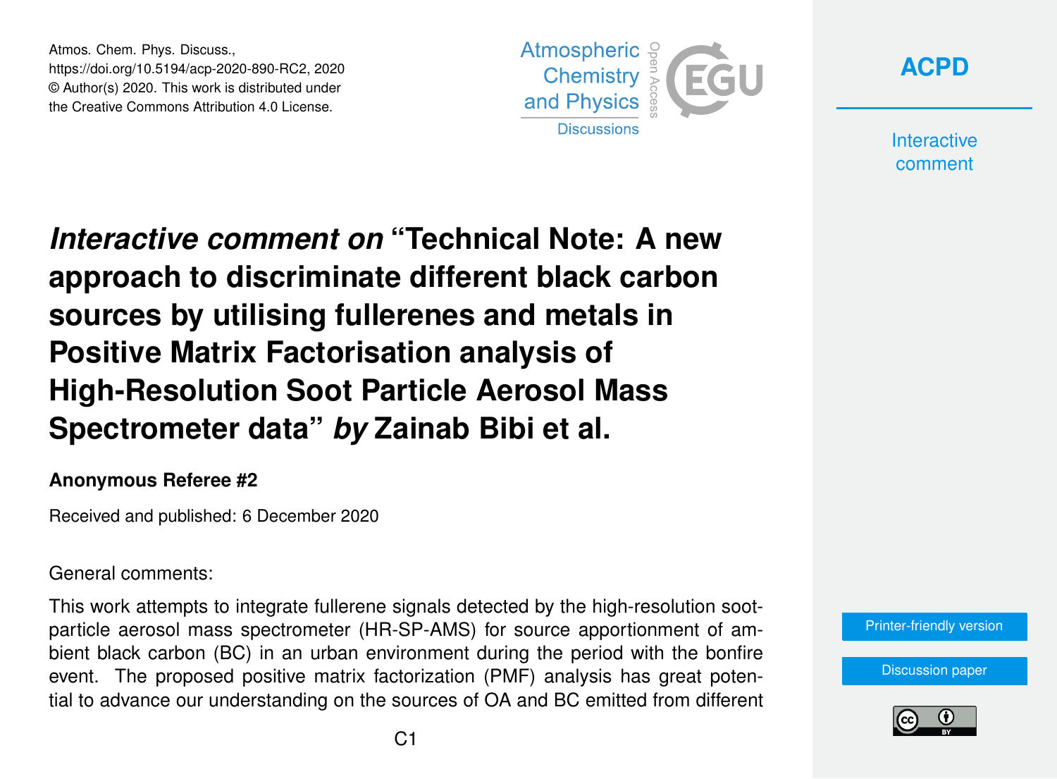# *Interactive comment on* "Technical Note: A new approach to discriminate different black carbon sources by utilising fullerenes and metals in Positive Matrix Factorisation analysis of High-Resolution Soot Particle Aerosol Mass Spectrometer data" *by* Zainab Bibi et al.

**Anonymous Referee #2**

Received and published: 6 December 2020

General comments:

This work attempts to integrate fullerene signals detected by the high-resolution soot-particle aerosol mass spectrometer (HR-SP-AMS) for source apportionment of ambient black carbon (BC) in an urban environment during the period with the bonfire event. The proposed positive matrix factorization (PMF) analysis has great potential to advance our understanding on the sources of OA and BC emitted from different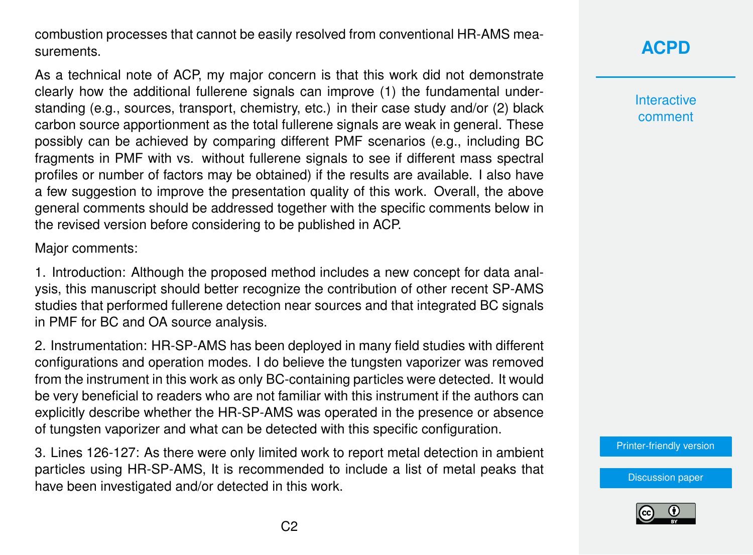combustion processes that cannot be easily resolved from conventional HR-AMS measurements.

As a technical note of ACP, my major concern is that this work did not demonstrate clearly how the additional fullerene signals can improve (1) the fundamental understanding (e.g., sources, transport, chemistry, etc.) in their case study and/or (2) black carbon source apportionment as the total fullerene signals are weak in general. These possibly can be achieved by comparing different PMF scenarios (e.g., including BC fragments in PMF with vs. without fullerene signals to see if different mass spectral profiles or number of factors may be obtained) if the results are available. I also have a few suggestion to improve the presentation quality of this work. Overall, the above general comments should be addressed together with the specific comments below in the revised version before considering to be published in ACP.

Major comments:

1. Introduction: Although the proposed method includes a new concept for data analysis, this manuscript should better recognize the contribution of other recent SP-AMS studies that performed fullerene detection near sources and that integrated BC signals in PMF for BC and OA source analysis.

2. Instrumentation: HR-SP-AMS has been deployed in many field studies with different configurations and operation modes. I do believe the tungsten vaporizer was removed from the instrument in this work as only BC-containing particles were detected. It would be very beneficial to readers who are not familiar with this instrument if the authors can explicitly describe whether the HR-SP-AMS was operated in the presence or absence of tungsten vaporizer and what can be detected with this specific configuration.

3. Lines 126-127: As there were only limited work to report metal detection in ambient particles using HR-SP-AMS, It is recommended to include a list of metal peaks that have been investigated and/or detected in this work.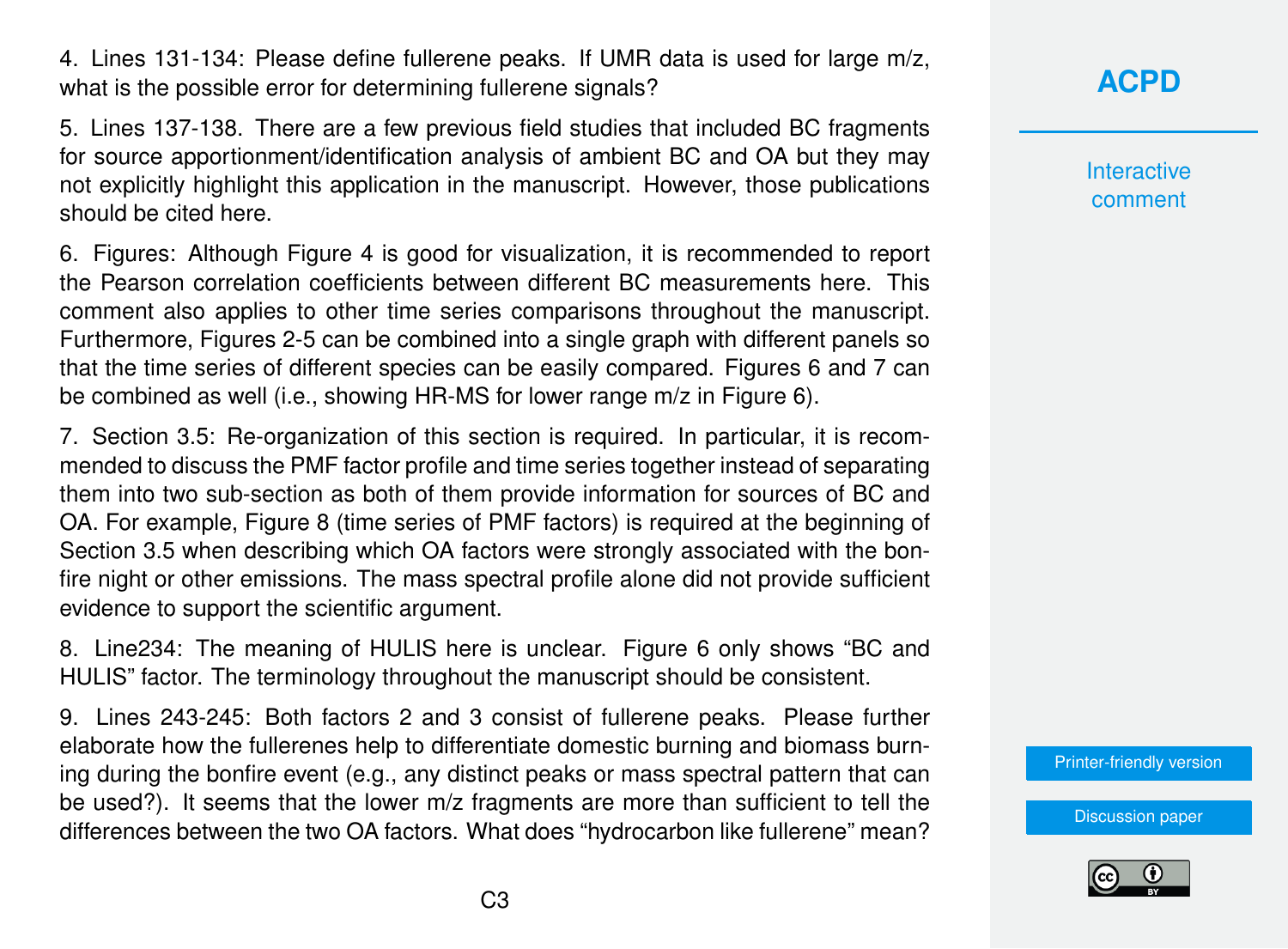4. Lines 131-134: Please define fullerene peaks. If UMR data is used for large m/z, what is the possible error for determining fullerene signals?

5. Lines 137-138. There are a few previous field studies that included BC fragments for source apportionment/identification analysis of ambient BC and OA but they may not explicitly highlight this application in the manuscript. However, those publications should be cited here.

6. Figures: Although Figure 4 is good for visualization, it is recommended to report the Pearson correlation coefficients between different BC measurements here. This comment also applies to other time series comparisons throughout the manuscript. Furthermore, Figures 2-5 can be combined into a single graph with different panels so that the time series of different species can be easily compared. Figures 6 and 7 can be combined as well (i.e., showing HR-MS for lower range m/z in Figure 6).

7. Section 3.5: Re-organization of this section is required. In particular, it is recommended to discuss the PMF factor profile and time series together instead of separating them into two sub-section as both of them provide information for sources of BC and OA. For example, Figure 8 (time series of PMF factors) is required at the beginning of Section 3.5 when describing which OA factors were strongly associated with the bonfire night or other emissions. The mass spectral profile alone did not provide sufficient evidence to support the scientific argument.

8. Line234: The meaning of HULIS here is unclear. Figure 6 only shows "BC and HULIS" factor. The terminology throughout the manuscript should be consistent.

9. Lines 243-245: Both factors 2 and 3 consist of fullerene peaks. Please further elaborate how the fullerenes help to differentiate domestic burning and biomass burning during the bonfire event (e.g., any distinct peaks or mass spectral pattern that can be used?). It seems that the lower m/z fragments are more than sufficient to tell the differences between the two OA factors. What does "hydrocarbon like fullerene" mean?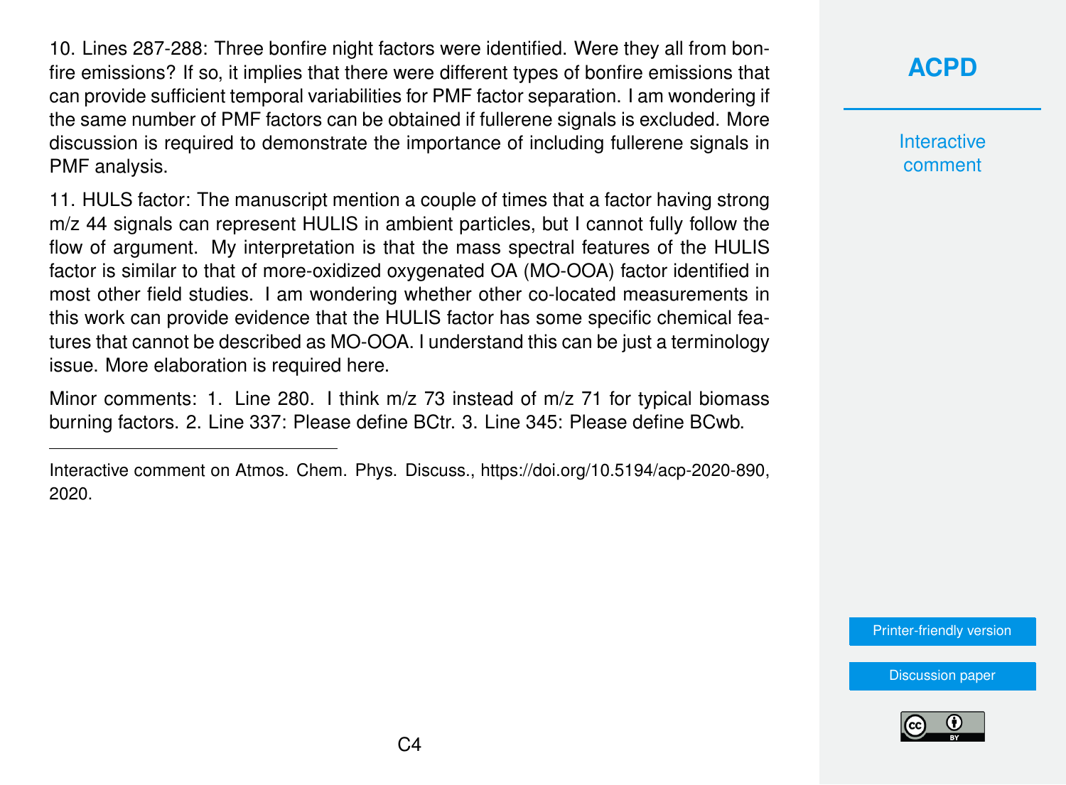10. Lines 287-288: Three bonfire night factors were identified. Were they all from bonfire emissions? If so, it implies that there were different types of bonfire emissions that can provide sufficient temporal variabilities for PMF factor separation. I am wondering if the same number of PMF factors can be obtained if fullerene signals is excluded. More discussion is required to demonstrate the importance of including fullerene signals in PMF analysis.

11. HULS factor: The manuscript mention a couple of times that a factor having strong m/z 44 signals can represent HULIS in ambient particles, but I cannot fully follow the flow of argument. My interpretation is that the mass spectral features of the HULIS factor is similar to that of more-oxidized oxygenated OA (MO-OOA) factor identified in most other field studies. I am wondering whether other co-located measurements in this work can provide evidence that the HULIS factor has some specific chemical features that cannot be described as MO-OOA. I understand this can be just a terminology issue. More elaboration is required here.

Minor comments: 1. Line 280. I think m/z 73 instead of m/z 71 for typical biomass burning factors. 2. Line 337: Please define BCtr. 3. Line 345: Please define BCwb.

---

Interactive comment on Atmos. Chem. Phys. Discuss., https://doi.org/10.5194/acp-2020-890, 2020.